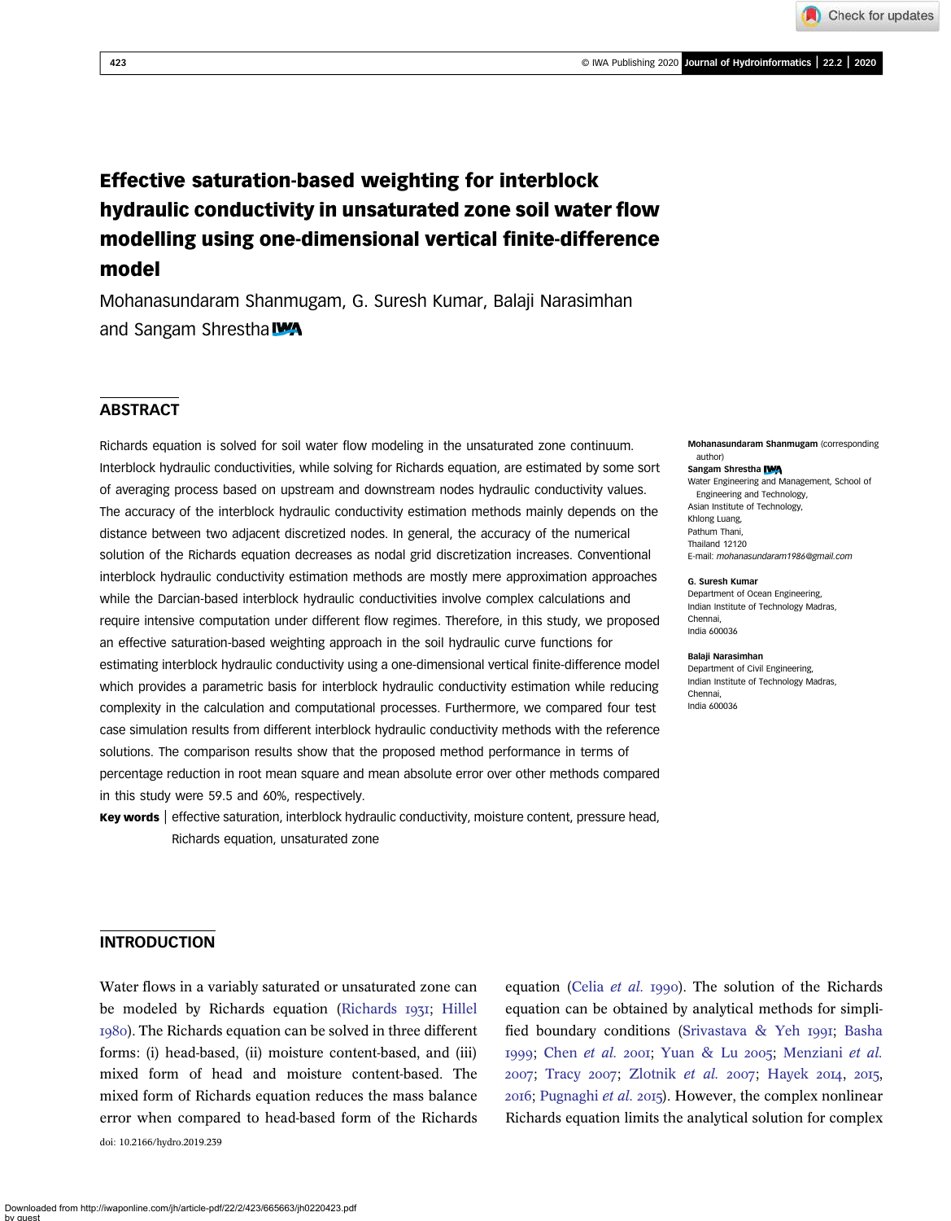# Effective saturation-based weighting for interblock hydraulic conductivity in unsaturated zone soil water flow modelling using one-dimensional vertical finite-difference model

Mohanasundaram Shanmugam, G. Suresh Kumar, Balaji Narasimhan and Sangam Shrestha

## ABSTRACT

Richards equation is solved for soil water flow modeling in the unsaturated zone continuum. Interblock hydraulic conductivities, while solving for Richards equation, are estimated by some sort of averaging process based on upstream and downstream nodes hydraulic conductivity values. The accuracy of the interblock hydraulic conductivity estimation methods mainly depends on the distance between two adjacent discretized nodes. In general, the accuracy of the numerical solution of the Richards equation decreases as nodal grid discretization increases. Conventional interblock hydraulic conductivity estimation methods are mostly mere approximation approaches while the Darcian-based interblock hydraulic conductivities involve complex calculations and require intensive computation under different flow regimes. Therefore, in this study, we proposed an effective saturation-based weighting approach in the soil hydraulic curve functions for estimating interblock hydraulic conductivity using a one-dimensional vertical finite-difference model which provides a parametric basis for interblock hydraulic conductivity estimation while reducing complexity in the calculation and computational processes. Furthermore, we compared four test case simulation results from different interblock hydraulic conductivity methods with the reference solutions. The comparison results show that the proposed method performance in terms of percentage reduction in root mean square and mean absolute error over other methods compared in this study were 59.5 and 60%, respectively.

**Key words** | effective saturation, interblock hydraulic conductivity, moisture content, pressure head, Richards equation, unsaturated zone

**Mohanasundaram Shanmugam** (corresponding author)
**Sangam Shrestha**
Water Engineering and Management, School of Engineering and Technology,
Asian Institute of Technology,
Khlong Luang,
Pathum Thani,
Thailand 12120
E-mail: *mohanasundaram1986@gmail.com*

**G. Suresh Kumar**
Department of Ocean Engineering,
Indian Institute of Technology Madras,
Chennai,
India 600036

**Balaji Narasimhan**
Department of Civil Engineering,
Indian Institute of Technology Madras,
Chennai,
India 600036

## INTRODUCTION

Water flows in a variably saturated or unsaturated zone can be modeled by Richards equation (Richards 1931; Hillel 1980). The Richards equation can be solved in three different forms: (i) head-based, (ii) moisture content-based, and (iii) mixed form of head and moisture content-based. The mixed form of Richards equation reduces the mass balance error when compared to head-based form of the Richards equation (Celia *et al.* 1990). The solution of the Richards equation can be obtained by analytical methods for simplified boundary conditions (Srivastava & Yeh 1991; Basha 1999; Chen *et al.* 2001; Yuan & Lu 2005; Menziani *et al.* 2007; Tracy 2007; Zlotnik *et al.* 2007; Hayek 2014, 2015, 2016; Pugnaghi *et al.* 2015). However, the complex nonlinear Richards equation limits the analytical solution for complex

doi: 10.2166/hydro.2019.239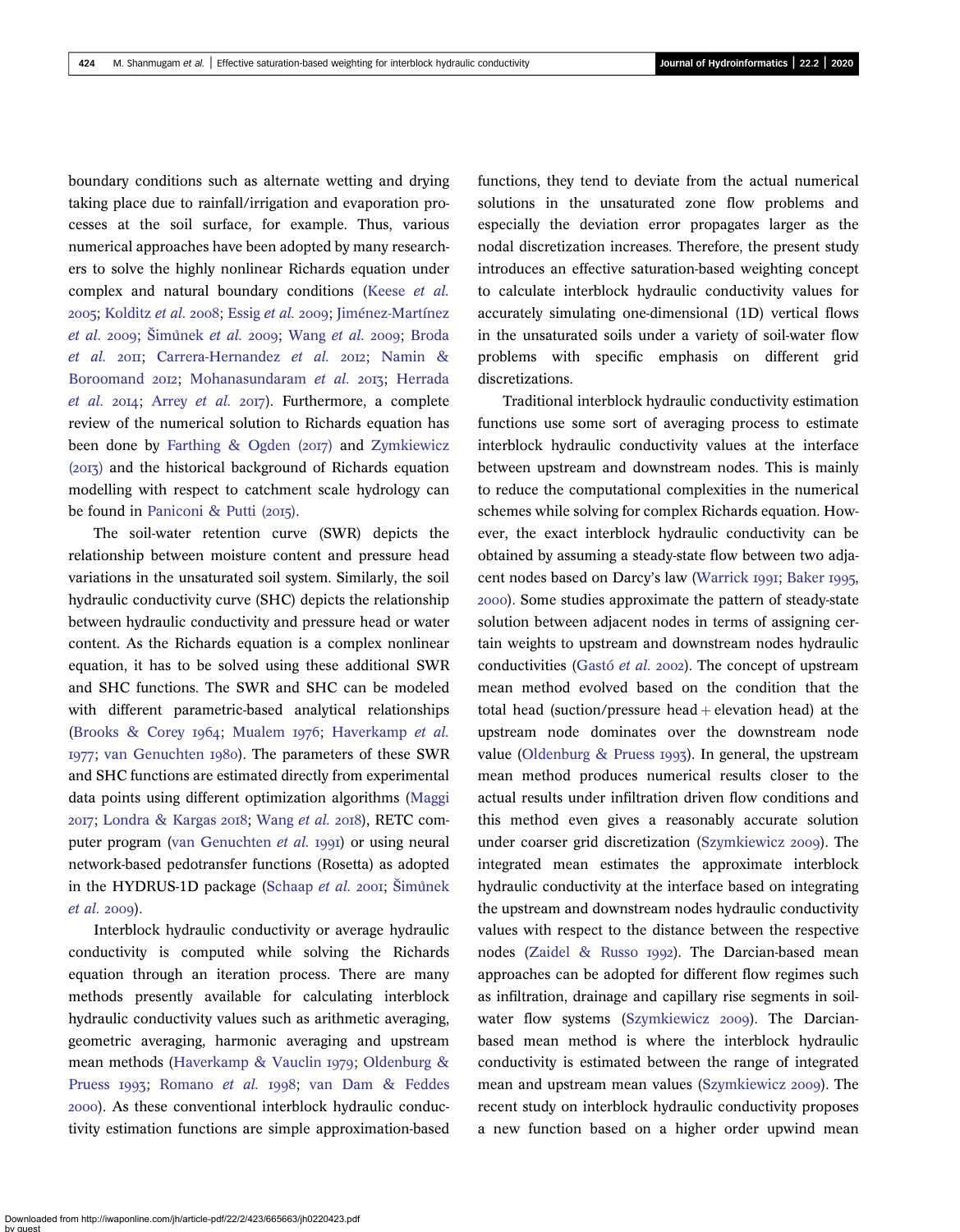boundary conditions such as alternate wetting and drying taking place due to rainfall/irrigation and evaporation processes at the soil surface, for example. Thus, various numerical approaches have been adopted by many researchers to solve the highly nonlinear Richards equation under complex and natural boundary conditions (Keese *et al.* 2005; Kolditz *et al.* 2008; Essig *et al.* 2009; Jiménez-Martínez *et al.* 2009; Šimůnek *et al.* 2009; Wang *et al.* 2009; Broda *et al.* 2011; Carrera-Hernandez *et al.* 2012; Namin & Boroomand 2012; Mohanasundaram *et al.* 2013; Herrada *et al.* 2014; Arrey *et al.* 2017). Furthermore, a complete review of the numerical solution to Richards equation has been done by Farthing & Ogden (2017) and Zymkiewicz (2013) and the historical background of Richards equation modelling with respect to catchment scale hydrology can be found in Paniconi & Putti (2015).

The soil-water retention curve (SWR) depicts the relationship between moisture content and pressure head variations in the unsaturated soil system. Similarly, the soil hydraulic conductivity curve (SHC) depicts the relationship between hydraulic conductivity and pressure head or water content. As the Richards equation is a complex nonlinear equation, it has to be solved using these additional SWR and SHC functions. The SWR and SHC can be modeled with different parametric-based analytical relationships (Brooks & Corey 1964; Mualem 1976; Haverkamp *et al.* 1977; van Genuchten 1980). The parameters of these SWR and SHC functions are estimated directly from experimental data points using different optimization algorithms (Maggi 2017; Londra & Kargas 2018; Wang *et al.* 2018), RETC computer program (van Genuchten *et al.* 1991) or using neural network-based pedotransfer functions (Rosetta) as adopted in the HYDRUS-1D package (Schaap *et al.* 2001; Šimůnek *et al.* 2009).

Interblock hydraulic conductivity or average hydraulic conductivity is computed while solving the Richards equation through an iteration process. There are many methods presently available for calculating interblock hydraulic conductivity values such as arithmetic averaging, geometric averaging, harmonic averaging and upstream mean methods (Haverkamp & Vauclin 1979; Oldenburg & Pruess 1993; Romano *et al.* 1998; van Dam & Feddes 2000). As these conventional interblock hydraulic conductivity estimation functions are simple approximation-based functions, they tend to deviate from the actual numerical solutions in the unsaturated zone flow problems and especially the deviation error propagates larger as the nodal discretization increases. Therefore, the present study introduces an effective saturation-based weighting concept to calculate interblock hydraulic conductivity values for accurately simulating one-dimensional (1D) vertical flows in the unsaturated soils under a variety of soil-water flow problems with specific emphasis on different grid discretizations.

Traditional interblock hydraulic conductivity estimation functions use some sort of averaging process to estimate interblock hydraulic conductivity values at the interface between upstream and downstream nodes. This is mainly to reduce the computational complexities in the numerical schemes while solving for complex Richards equation. However, the exact interblock hydraulic conductivity can be obtained by assuming a steady-state flow between two adjacent nodes based on Darcy's law (Warrick 1991; Baker 1995, 2000). Some studies approximate the pattern of steady-state solution between adjacent nodes in terms of assigning certain weights to upstream and downstream nodes hydraulic conductivities (Gastó *et al.* 2002). The concept of upstream mean method evolved based on the condition that the total head (suction/pressure head + elevation head) at the upstream node dominates over the downstream node value (Oldenburg & Pruess 1993). In general, the upstream mean method produces numerical results closer to the actual results under infiltration driven flow conditions and this method even gives a reasonably accurate solution under coarser grid discretization (Szymkiewicz 2009). The integrated mean estimates the approximate interblock hydraulic conductivity at the interface based on integrating the upstream and downstream nodes hydraulic conductivity values with respect to the distance between the respective nodes (Zaidel & Russo 1992). The Darcian-based mean approaches can be adopted for different flow regimes such as infiltration, drainage and capillary rise segments in soil-water flow systems (Szymkiewicz 2009). The Darcian-based mean method is where the interblock hydraulic conductivity is estimated between the range of integrated mean and upstream mean values (Szymkiewicz 2009). The recent study on interblock hydraulic conductivity proposes a new function based on a higher order upwind mean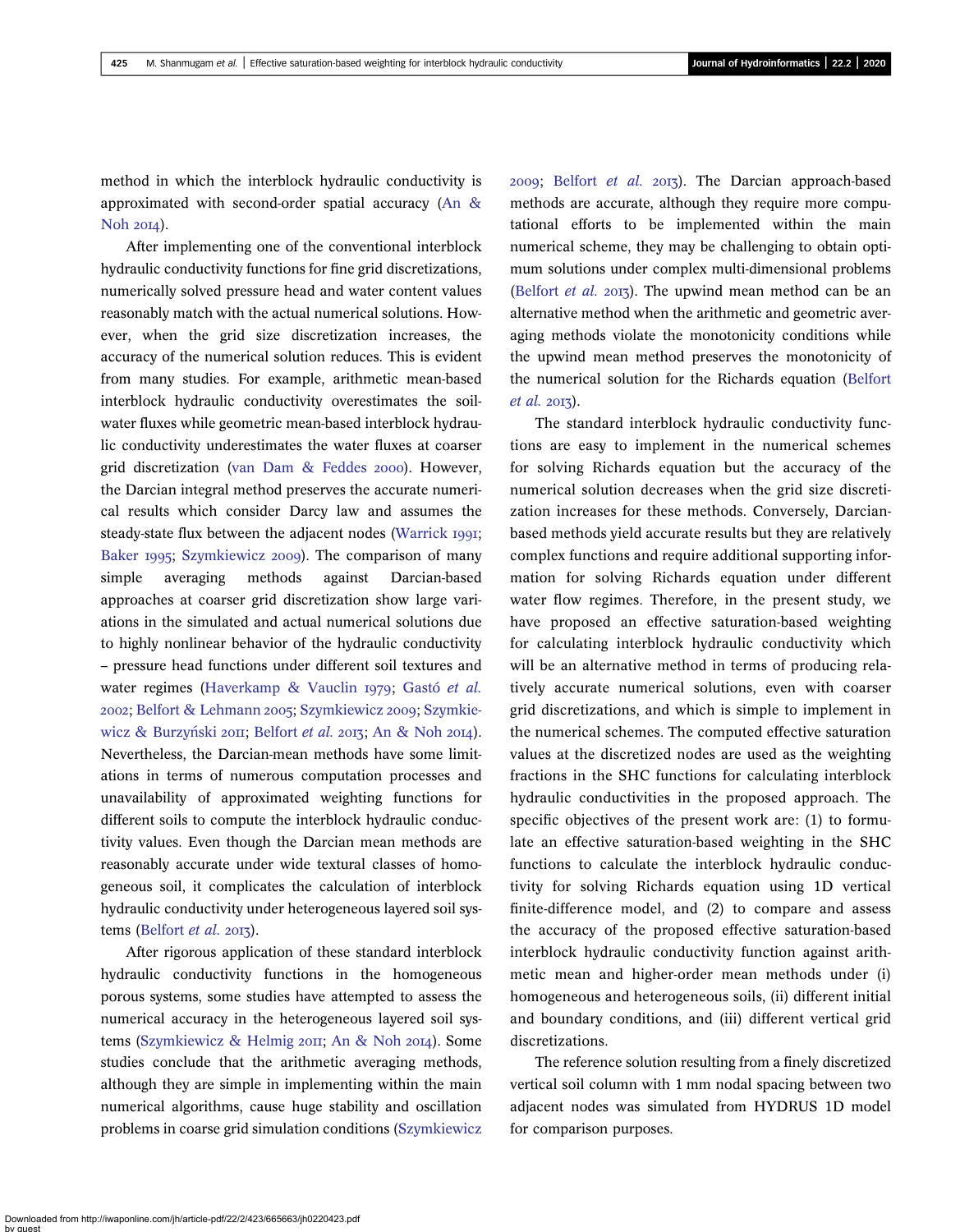method in which the interblock hydraulic conductivity is approximated with second-order spatial accuracy (An & Noh 2014).

After implementing one of the conventional interblock hydraulic conductivity functions for fine grid discretizations, numerically solved pressure head and water content values reasonably match with the actual numerical solutions. However, when the grid size discretization increases, the accuracy of the numerical solution reduces. This is evident from many studies. For example, arithmetic mean-based interblock hydraulic conductivity overestimates the soil-water fluxes while geometric mean-based interblock hydraulic conductivity underestimates the water fluxes at coarser grid discretization (van Dam & Feddes 2000). However, the Darcian integral method preserves the accurate numerical results which consider Darcy law and assumes the steady-state flux between the adjacent nodes (Warrick 1991; Baker 1995; Szymkiewicz 2009). The comparison of many simple averaging methods against Darcian-based approaches at coarser grid discretization show large variations in the simulated and actual numerical solutions due to highly nonlinear behavior of the hydraulic conductivity – pressure head functions under different soil textures and water regimes (Haverkamp & Vauclin 1979; Gastó *et al.* 2002; Belfort & Lehmann 2005; Szymkiewicz 2009; Szymkiewicz & Burzyński 2011; Belfort *et al.* 2013; An & Noh 2014). Nevertheless, the Darcian-mean methods have some limitations in terms of numerous computation processes and unavailability of approximated weighting functions for different soils to compute the interblock hydraulic conductivity values. Even though the Darcian mean methods are reasonably accurate under wide textural classes of homogeneous soil, it complicates the calculation of interblock hydraulic conductivity under heterogeneous layered soil systems (Belfort *et al.* 2013).

After rigorous application of these standard interblock hydraulic conductivity functions in the homogeneous porous systems, some studies have attempted to assess the numerical accuracy in the heterogeneous layered soil systems (Szymkiewicz & Helmig 2011; An & Noh 2014). Some studies conclude that the arithmetic averaging methods, although they are simple in implementing within the main numerical algorithms, cause huge stability and oscillation problems in coarse grid simulation conditions (Szymkiewicz 2009; Belfort *et al.* 2013). The Darcian approach-based methods are accurate, although they require more computational efforts to be implemented within the main numerical scheme, they may be challenging to obtain optimum solutions under complex multi-dimensional problems (Belfort *et al.* 2013). The upwind mean method can be an alternative method when the arithmetic and geometric averaging methods violate the monotonicity conditions while the upwind mean method preserves the monotonicity of the numerical solution for the Richards equation (Belfort *et al.* 2013).

The standard interblock hydraulic conductivity functions are easy to implement in the numerical schemes for solving Richards equation but the accuracy of the numerical solution decreases when the grid size discretization increases for these methods. Conversely, Darcian-based methods yield accurate results but they are relatively complex functions and require additional supporting information for solving Richards equation under different water flow regimes. Therefore, in the present study, we have proposed an effective saturation-based weighting for calculating interblock hydraulic conductivity which will be an alternative method in terms of producing relatively accurate numerical solutions, even with coarser grid discretizations, and which is simple to implement in the numerical schemes. The computed effective saturation values at the discretized nodes are used as the weighting fractions in the SHC functions for calculating interblock hydraulic conductivities in the proposed approach. The specific objectives of the present work are: (1) to formulate an effective saturation-based weighting in the SHC functions to calculate the interblock hydraulic conductivity for solving Richards equation using 1D vertical finite-difference model, and (2) to compare and assess the accuracy of the proposed effective saturation-based interblock hydraulic conductivity function against arithmetic mean and higher-order mean methods under (i) homogeneous and heterogeneous soils, (ii) different initial and boundary conditions, and (iii) different vertical grid discretizations.

The reference solution resulting from a finely discretized vertical soil column with 1 mm nodal spacing between two adjacent nodes was simulated from HYDRUS 1D model for comparison purposes.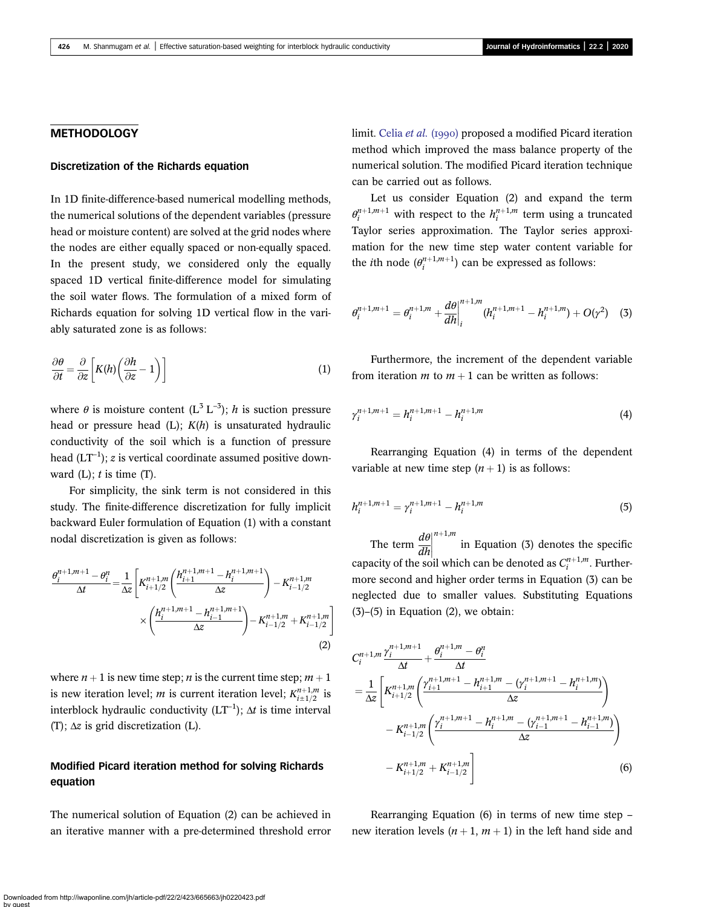## METHODOLOGY

### Discretization of the Richards equation

In 1D finite-difference-based numerical modelling methods, the numerical solutions of the dependent variables (pressure head or moisture content) are solved at the grid nodes where the nodes are either equally spaced or non-equally spaced. In the present study, we considered only the equally spaced 1D vertical finite-difference model for simulating the soil water flows. The formulation of a mixed form of Richards equation for solving 1D vertical flow in the variably saturated zone is as follows:

$$\frac{\partial \theta}{\partial t} = \frac{\partial}{\partial z}\left[K(h)\left(\frac{\partial h}{\partial z} - 1\right)\right] \tag{1}$$

where $\theta$ is moisture content ($L^3\, L^{-3}$); $h$ is suction pressure head or pressure head (L); $K(h)$ is unsaturated hydraulic conductivity of the soil which is a function of pressure head ($LT^{-1}$); $z$ is vertical coordinate assumed positive downward (L); $t$ is time (T).

For simplicity, the sink term is not considered in this study. The finite-difference discretization for fully implicit backward Euler formulation of Equation (1) with a constant nodal discretization is given as follows:

$$\frac{\theta_i^{n+1,m+1} - \theta_i^n}{\Delta t} = \frac{1}{\Delta z}\left[K_{i+1/2}^{n+1,m}\left(\frac{h_{i+1}^{n+1,m+1} - h_i^{n+1,m+1}}{\Delta z}\right) - K_{i-1/2}^{n+1,m} \times \left(\frac{h_i^{n+1,m+1} - h_{i-1}^{n+1,m+1}}{\Delta z}\right) - K_{i-1/2}^{n+1,m} + K_{i-1/2}^{n+1,m}\right] \tag{2}$$

where $n+1$ is new time step; $n$ is the current time step; $m+1$ is new iteration level; $m$ is current iteration level; $K_{i\pm 1/2}^{n+1,m}$ is interblock hydraulic conductivity ($LT^{-1}$); $\Delta t$ is time interval (T); $\Delta z$ is grid discretization (L).

### Modified Picard iteration method for solving Richards equation

The numerical solution of Equation (2) can be achieved in an iterative manner with a pre-determined threshold error limit. Celia *et al.* (1990) proposed a modified Picard iteration method which improved the mass balance property of the numerical solution. The modified Picard iteration technique can be carried out as follows.

Let us consider Equation (2) and expand the term $\theta_i^{n+1,m+1}$ with respect to the $h_i^{n+1,m}$ term using a truncated Taylor series approximation. The Taylor series approximation for the new time step water content variable for the $i$th node ($\theta_i^{n+1,m+1}$) can be expressed as follows:

$$\theta_i^{n+1,m+1} = \theta_i^{n+1,m} + \left.\frac{d\theta}{dh}\right|_i^{n+1,m}(h_i^{n+1,m+1} - h_i^{n+1,m}) + O(\gamma^2) \tag{3}$$

Furthermore, the increment of the dependent variable from iteration $m$ to $m+1$ can be written as follows:

$$\gamma_i^{n+1,m+1} = h_i^{n+1,m+1} - h_i^{n+1,m} \tag{4}$$

Rearranging Equation (4) in terms of the dependent variable at new time step $(n+1)$ is as follows:

$$h_i^{n+1,m+1} = \gamma_i^{n+1,m+1} - h_i^{n+1,m} \tag{5}$$

The term $\left.\frac{d\theta}{dh}\right|^{n+1,m}$ in Equation (3) denotes the specific capacity of the soil which can be denoted as $C_i^{n+1,m}$. Furthermore second and higher order terms in Equation (3) can be neglected due to smaller values. Substituting Equations (3)–(5) in Equation (2), we obtain:

$$C_i^{n+1,m}\frac{\gamma_i^{n+1,m+1}}{\Delta t} + \frac{\theta_i^{n+1,m} - \theta_i^n}{\Delta t} = \frac{1}{\Delta z}\left[K_{i+1/2}^{n+1,m}\left(\frac{\gamma_{i+1}^{n+1,m+1} - h_{i+1}^{n+1,m} - (\gamma_i^{n+1,m+1} - h_i^{n+1,m})}{\Delta z}\right) - K_{i-1/2}^{n+1,m}\left(\frac{\gamma_i^{n+1,m+1} - h_i^{n+1,m} - (\gamma_{i-1}^{n+1,m+1} - h_{i-1}^{n+1,m})}{\Delta z}\right) - K_{i+1/2}^{n+1,m} + K_{i-1/2}^{n+1,m}\right] \tag{6}$$

Rearranging Equation (6) in terms of new time step – new iteration levels $(n+1, m+1)$ in the left hand side and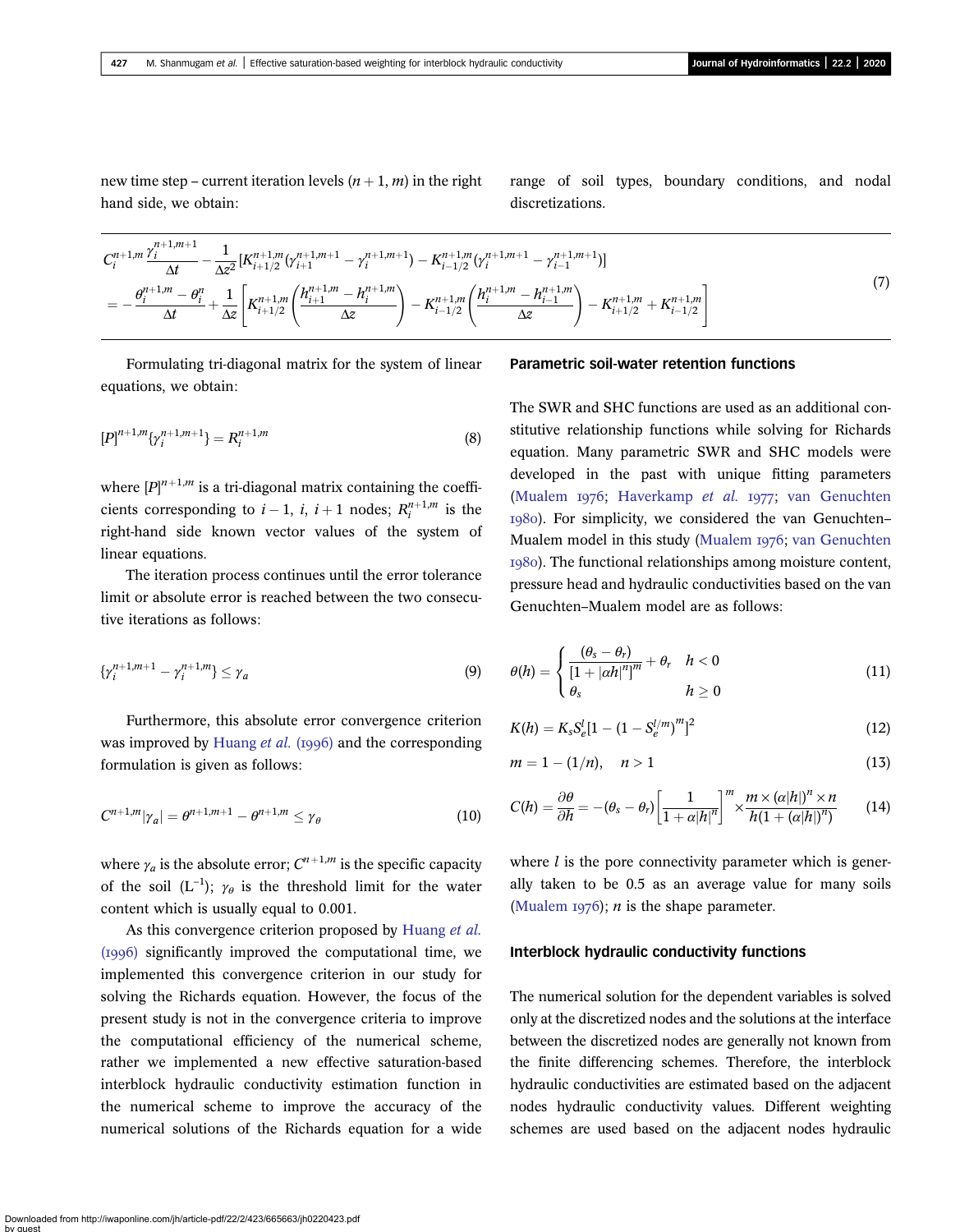new time step – current iteration levels $(n+1, m)$ in the right hand side, we obtain:

$$C_i^{n+1,m}\frac{\gamma_i^{n+1,m+1}}{\Delta t} - \frac{1}{\Delta z^2}[K_{i+1/2}^{n+1,m}(\gamma_{i+1}^{n+1,m+1} - \gamma_i^{n+1,m+1}) - K_{i-1/2}^{n+1,m}(\gamma_i^{n+1,m+1} - \gamma_{i-1}^{n+1,m+1})]$$
$$= -\frac{\theta_i^{n+1,m} - \theta_i^n}{\Delta t} + \frac{1}{\Delta z}\left[K_{i+1/2}^{n+1,m}\left(\frac{h_{i+1}^{n+1,m} - h_i^{n+1,m}}{\Delta z}\right) - K_{i-1/2}^{n+1,m}\left(\frac{h_i^{n+1,m} - h_{i-1}^{n+1,m}}{\Delta z}\right) - K_{i+1/2}^{n+1,m} + K_{i-1/2}^{n+1,m}\right] \tag{7}$$

Formulating tri-diagonal matrix for the system of linear equations, we obtain:

$$[P]^{n+1,m}\{\gamma_i^{n+1,m+1}\} = R_i^{n+1,m} \tag{8}$$

where $[P]^{n+1,m}$ is a tri-diagonal matrix containing the coefficients corresponding to $i-1$, $i$, $i+1$ nodes; $R_i^{n+1,m}$ is the right-hand side known vector values of the system of linear equations.

The iteration process continues until the error tolerance limit or absolute error is reached between the two consecutive iterations as follows:

$$\{\gamma_i^{n+1,m+1} - \gamma_i^{n+1,m}\} \leq \gamma_a \tag{9}$$

Furthermore, this absolute error convergence criterion was improved by Huang *et al.* (1996) and the corresponding formulation is given as follows:

$$C^{n+1,m}|\gamma_a| = \theta^{n+1,m+1} - \theta^{n+1,m} \leq \gamma_\theta \tag{10}$$

where $\gamma_a$ is the absolute error; $C^{n+1,m}$ is the specific capacity of the soil ($L^{-1}$); $\gamma_\theta$ is the threshold limit for the water content which is usually equal to 0.001.

As this convergence criterion proposed by Huang *et al.* (1996) significantly improved the computational time, we implemented this convergence criterion in our study for solving the Richards equation. However, the focus of the present study is not in the convergence criteria to improve the computational efficiency of the numerical scheme, rather we implemented a new effective saturation-based interblock hydraulic conductivity estimation function in the numerical scheme to improve the accuracy of the numerical solutions of the Richards equation for a wide range of soil types, boundary conditions, and nodal discretizations.

## Parametric soil-water retention functions

The SWR and SHC functions are used as an additional constitutive relationship functions while solving for Richards equation. Many parametric SWR and SHC models were developed in the past with unique fitting parameters (Mualem 1976; Haverkamp *et al.* 1977; van Genuchten 1980). For simplicity, we considered the van Genuchten–Mualem model in this study (Mualem 1976; van Genuchten 1980). The functional relationships among moisture content, pressure head and hydraulic conductivities based on the van Genuchten–Mualem model are as follows:

$$\theta(h) = \begin{cases} \dfrac{(\theta_s - \theta_r)}{[1 + |\alpha h|^n]^m} + \theta_r & h < 0 \\ \theta_s & h \geq 0 \end{cases} \tag{11}$$

$$K(h) = K_s S_e^l [1 - (1 - S_e^{l/m})^m]^2 \tag{12}$$

$$m = 1 - (1/n), \quad n > 1 \tag{13}$$

$$C(h) = \frac{\partial\theta}{\partial h} = -(\theta_s - \theta_r)\left[\frac{1}{1 + \alpha|h|^n}\right]^m \times \frac{m \times (\alpha|h|)^n \times n}{h(1 + (\alpha|h|)^n)} \tag{14}$$

where $l$ is the pore connectivity parameter which is generally taken to be 0.5 as an average value for many soils (Mualem 1976); $n$ is the shape parameter.

## Interblock hydraulic conductivity functions

The numerical solution for the dependent variables is solved only at the discretized nodes and the solutions at the interface between the discretized nodes are generally not known from the finite differencing schemes. Therefore, the interblock hydraulic conductivities are estimated based on the adjacent nodes hydraulic conductivity values. Different weighting schemes are used based on the adjacent nodes hydraulic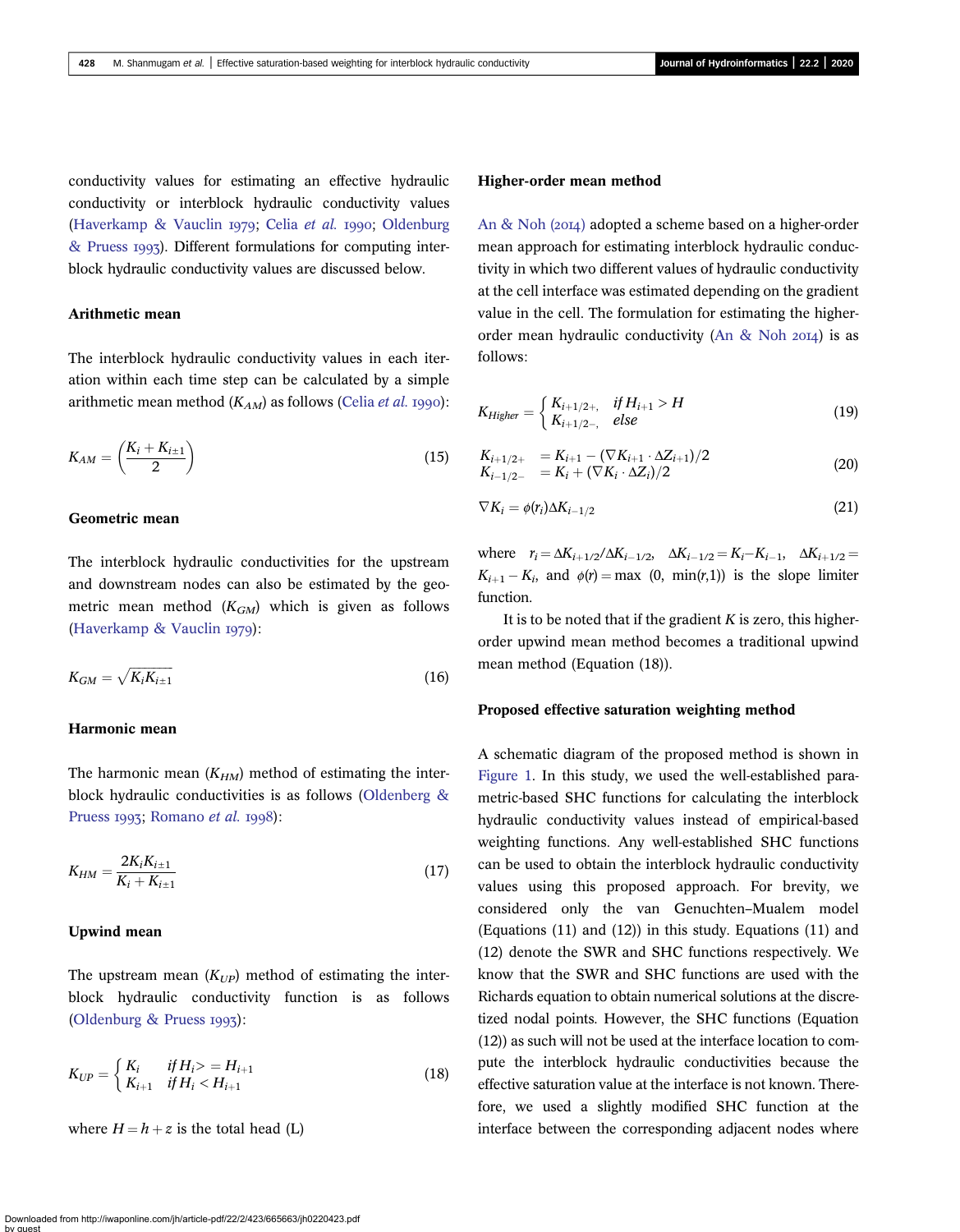conductivity values for estimating an effective hydraulic conductivity or interblock hydraulic conductivity values (Haverkamp & Vauclin 1979; Celia *et al.* 1990; Oldenburg & Pruess 1993). Different formulations for computing interblock hydraulic conductivity values are discussed below.

### Arithmetic mean

The interblock hydraulic conductivity values in each iteration within each time step can be calculated by a simple arithmetic mean method ($K_{AM}$) as follows (Celia *et al.* 1990):

$$K_{AM} = \left(\frac{K_i + K_{i\pm1}}{2}\right) \tag{15}$$

### Geometric mean

The interblock hydraulic conductivities for the upstream and downstream nodes can also be estimated by the geometric mean method ($K_{GM}$) which is given as follows (Haverkamp & Vauclin 1979):

$$K_{GM} = \sqrt{K_i K_{i\pm1}} \tag{16}$$

### Harmonic mean

The harmonic mean ($K_{HM}$) method of estimating the interblock hydraulic conductivities is as follows (Oldenberg & Pruess 1993; Romano *et al.* 1998):

$$K_{HM} = \frac{2K_i K_{i\pm1}}{K_i + K_{i\pm1}} \tag{17}$$

### Upwind mean

The upstream mean ($K_{UP}$) method of estimating the interblock hydraulic conductivity function is as follows (Oldenburg & Pruess 1993):

$$K_{UP} = \begin{cases} K_i & if\, H_i >= H_{i+1} \\ K_{i+1} & if\, H_i < H_{i+1} \end{cases} \tag{18}$$

where $H = h + z$ is the total head (L)

### Higher-order mean method

An & Noh (2014) adopted a scheme based on a higher-order mean approach for estimating interblock hydraulic conductivity in which two different values of hydraulic conductivity at the cell interface was estimated depending on the gradient value in the cell. The formulation for estimating the higher-order mean hydraulic conductivity (An & Noh 2014) is as follows:

$$K_{Higher} = \begin{cases} K_{i+1/2+}, & if\, H_{i+1} > H \\ K_{i+1/2-}, & else \end{cases} \tag{19}$$

$$\begin{aligned} K_{i+1/2+} &= K_{i+1} - (\nabla K_{i+1} \cdot \Delta Z_{i+1})/2 \\ K_{i-1/2-} &= K_i + (\nabla K_i \cdot \Delta Z_i)/2 \end{aligned} \tag{20}$$

$$\nabla K_i = \phi(r_i)\Delta K_{i-1/2} \tag{21}$$

where $r_i = \Delta K_{i+1/2}/\Delta K_{i-1/2}$, $\Delta K_{i-1/2} = K_i - K_{i-1}$, $\Delta K_{i+1/2} = K_{i+1} - K_i$, and $\phi(r) = \max\,(0,\, \min(r,1))$ is the slope limiter function.

It is to be noted that if the gradient $K$ is zero, this higher-order upwind mean method becomes a traditional upwind mean method (Equation (18)).

### Proposed effective saturation weighting method

A schematic diagram of the proposed method is shown in Figure 1. In this study, we used the well-established parametric-based SHC functions for calculating the interblock hydraulic conductivity values instead of empirical-based weighting functions. Any well-established SHC functions can be used to obtain the interblock hydraulic conductivity values using this proposed approach. For brevity, we considered only the van Genuchten–Mualem model (Equations (11) and (12)) in this study. Equations (11) and (12) denote the SWR and SHC functions respectively. We know that the SWR and SHC functions are used with the Richards equation to obtain numerical solutions at the discretized nodal points. However, the SHC functions (Equation (12)) as such will not be used at the interface location to compute the interblock hydraulic conductivities because the effective saturation value at the interface is not known. Therefore, we used a slightly modified SHC function at the interface between the corresponding adjacent nodes where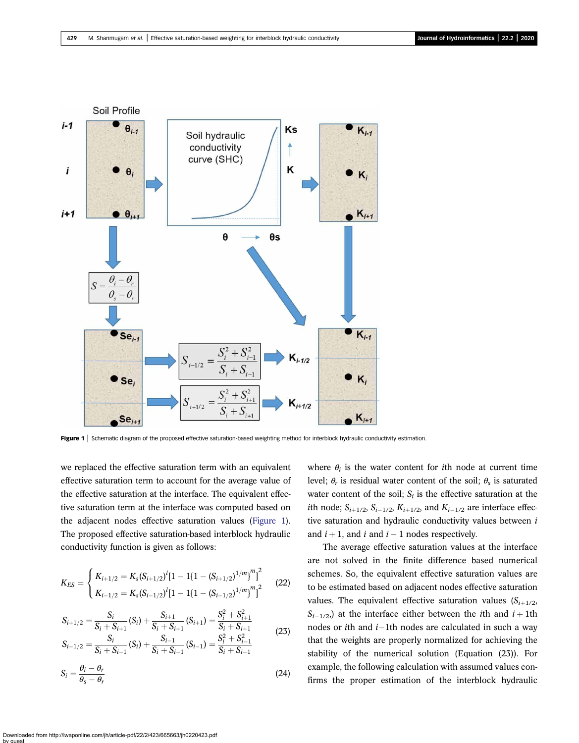Figure 1 | Schematic diagram of the proposed effective saturation-based weighting method for interblock hydraulic conductivity estimation.

we replaced the effective saturation term with an equivalent effective saturation term to account for the average value of the effective saturation at the interface. The equivalent effective saturation term at the interface was computed based on the adjacent nodes effective saturation values (Figure 1). The proposed effective saturation-based interblock hydraulic conductivity function is given as follows:

$$K_{ES} = \begin{cases} K_{i+1/2} = K_s (S_{i+1/2})^l [1 - 1\{1 - (S_{i+1/2})^{1/m}\}^m]^2 \\ K_{i-1/2} = K_s (S_{i-1/2})^l [1 - 1\{1 - (S_{i-1/2})^{1/m}\}^m]^2 \end{cases} \tag{22}$$

$$\begin{aligned} S_{i+1/2} &= \frac{S_i}{S_i + S_{i+1}} (S_i) + \frac{S_{i+1}}{S_i + S_{i+1}} (S_{i+1}) = \frac{S_i^2 + S_{i+1}^2}{S_i + S_{i+1}} \\ S_{i-1/2} &= \frac{S_i}{S_i + S_{i-1}} (S_i) + \frac{S_{i-1}}{S_i + S_{i-1}} (S_{i-1}) = \frac{S_i^2 + S_{i-1}^2}{S_i + S_{i-1}} \end{aligned} \tag{23}$$

$$S_i = \frac{\theta_i - \theta_r}{\theta_s - \theta_r} \tag{24}$$

where $\theta_i$ is the water content for $i$th node at current time level; $\theta_r$ is residual water content of the soil; $\theta_s$ is saturated water content of the soil; $S_i$ is the effective saturation at the $i$th node; $S_{i+1/2}$, $S_{i-1/2}$, $K_{i+1/2}$, and $K_{i-1/2}$ are interface effective saturation and hydraulic conductivity values between $i$ and $i+1$, and $i$ and $i-1$ nodes respectively.

The average effective saturation values at the interface are not solved in the finite difference based numerical schemes. So, the equivalent effective saturation values are to be estimated based on adjacent nodes effective saturation values. The equivalent effective saturation values ($S_{i+1/2}$, $S_{i-1/2}$,) at the interface either between the $i$th and $i+1$th nodes or $i$th and $i-1$th nodes are calculated in such a way that the weights are properly normalized for achieving the stability of the numerical solution (Equation (23)). For example, the following calculation with assumed values confirms the proper estimation of the interblock hydraulic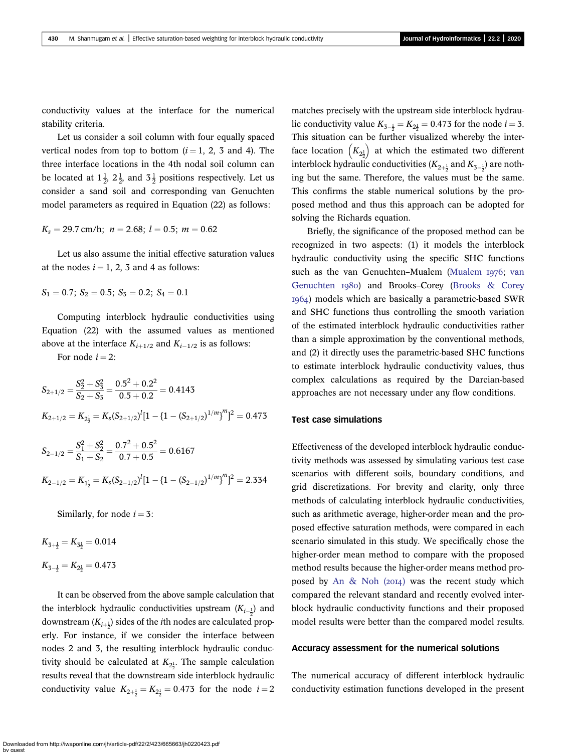conductivity values at the interface for the numerical stability criteria.

Let us consider a soil column with four equally spaced vertical nodes from top to bottom ($i = 1$, 2, 3 and 4). The three interface locations in the 4th nodal soil column can be located at $1\frac{1}{2}$, $2\frac{1}{2}$, and $3\frac{1}{2}$ positions respectively. Let us consider a sand soil and corresponding van Genuchten model parameters as required in Equation (22) as follows:

$$K_s = 29.7\,\text{cm/h};\ n = 2.68;\ l = 0.5;\ m = 0.62$$

Let us also assume the initial effective saturation values at the nodes $i = 1$, 2, 3 and 4 as follows:

$$S_1 = 0.7;\ S_2 = 0.5;\ S_3 = 0.2;\ S_4 = 0.1$$

Computing interblock hydraulic conductivities using Equation (22) with the assumed values as mentioned above at the interface $K_{i+1/2}$ and $K_{i-1/2}$ is as follows:

For node $i = 2$:

$$S_{2+1/2} = \frac{S_2^2 + S_3^2}{S_2 + S_3} = \frac{0.5^2 + 0.2^2}{0.5 + 0.2} = 0.4143$$

$$K_{2+1/2} = K_{2\frac{1}{2}} = K_s (S_{2+1/2})^l [1 - \{1 - (S_{2+1/2})^{1/m}\}^m]^2 = 0.473$$

$$S_{2-1/2} = \frac{S_1^2 + S_2^2}{S_1 + S_2} = \frac{0.7^2 + 0.5^2}{0.7 + 0.5} = 0.6167$$

$$K_{2-1/2} = K_{1\frac{1}{2}} = K_s (S_{2-1/2})^l [1 - \{1 - (S_{2-1/2})^{1/m}\}^m]^2 = 2.334$$

Similarly, for node $i = 3$:

$$K_{3+\frac{1}{2}} = K_{3\frac{1}{2}} = 0.014$$

$$K_{3-\frac{1}{2}} = K_{2\frac{1}{2}} = 0.473$$

It can be observed from the above sample calculation that the interblock hydraulic conductivities upstream ($K_{i-\frac{1}{2}}$) and downstream ($K_{i+\frac{1}{2}}$) sides of the $i$th nodes are calculated properly. For instance, if we consider the interface between nodes 2 and 3, the resulting interblock hydraulic conductivity should be calculated at $K_{2\frac{1}{2}}$. The sample calculation results reveal that the downstream side interblock hydraulic conductivity value $K_{2+\frac{1}{2}} = K_{2\frac{1}{2}} = 0.473$ for the node $i = 2$ matches precisely with the upstream side interblock hydraulic conductivity value $K_{3-\frac{1}{2}} = K_{2\frac{1}{2}} = 0.473$ for the node $i = 3$. This situation can be further visualized whereby the interface location $\left(K_{2\frac{1}{2}}\right)$ at which the estimated two different interblock hydraulic conductivities ($K_{2+\frac{1}{2}}$ and $K_{3-\frac{1}{2}}$) are nothing but the same. Therefore, the values must be the same. This confirms the stable numerical solutions by the proposed method and thus this approach can be adopted for solving the Richards equation.

Briefly, the significance of the proposed method can be recognized in two aspects: (1) it models the interblock hydraulic conductivity using the specific SHC functions such as the van Genuchten–Mualem (Mualem 1976; van Genuchten 1980) and Brooks–Corey (Brooks & Corey 1964) models which are basically a parametric-based SWR and SHC functions thus controlling the smooth variation of the estimated interblock hydraulic conductivities rather than a simple approximation by the conventional methods, and (2) it directly uses the parametric-based SHC functions to estimate interblock hydraulic conductivity values, thus complex calculations as required by the Darcian-based approaches are not necessary under any flow conditions.

## Test case simulations

Effectiveness of the developed interblock hydraulic conductivity methods was assessed by simulating various test case scenarios with different soils, boundary conditions, and grid discretizations. For brevity and clarity, only three methods of calculating interblock hydraulic conductivities, such as arithmetic average, higher-order mean and the proposed effective saturation methods, were compared in each scenario simulated in this study. We specifically chose the higher-order mean method to compare with the proposed method results because the higher-order means method proposed by An & Noh (2014) was the recent study which compared the relevant standard and recently evolved interblock hydraulic conductivity functions and their proposed model results were better than the compared model results.

## Accuracy assessment for the numerical solutions

The numerical accuracy of different interblock hydraulic conductivity estimation functions developed in the present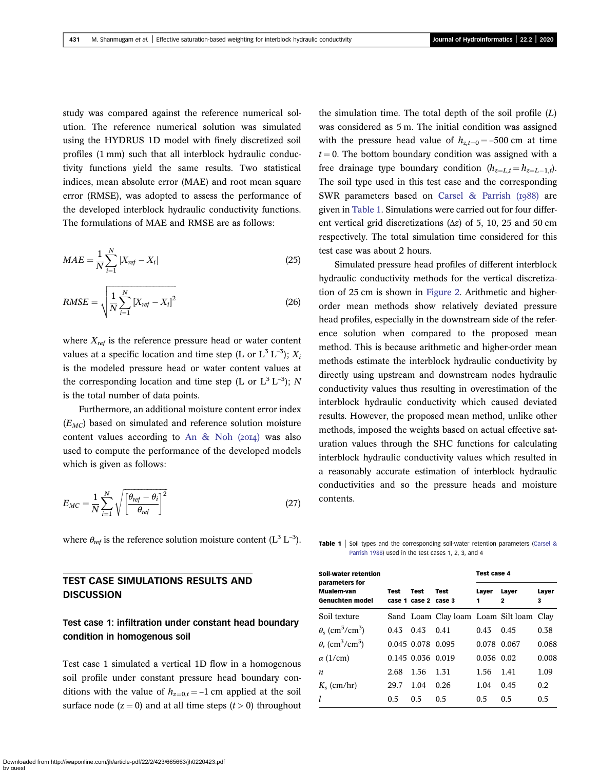study was compared against the reference numerical solution. The reference numerical solution was simulated using the HYDRUS 1D model with finely discretized soil profiles (1 mm) such that all interblock hydraulic conductivity functions yield the same results. Two statistical indices, mean absolute error (MAE) and root mean square error (RMSE), was adopted to assess the performance of the developed interblock hydraulic conductivity functions. The formulations of MAE and RMSE are as follows:

$$MAE = \frac{1}{N}\sum_{i=1}^{N} |X_{ref} - X_i| \tag{25}$$

$$RMSE = \sqrt{\frac{1}{N}\sum_{i=1}^{N} [X_{ref} - X_i]^2} \tag{26}$$

where $X_{ref}$ is the reference pressure head or water content values at a specific location and time step (L or $L^3\,L^{-3}$); $X_i$ is the modeled pressure head or water content values at the corresponding location and time step (L or $L^3\,L^{-3}$); $N$ is the total number of data points.

Furthermore, an additional moisture content error index ($E_{MC}$) based on simulated and reference solution moisture content values according to An & Noh (2014) was also used to compute the performance of the developed models which is given as follows:

$$E_{MC} = \frac{1}{N}\sum_{i=1}^{N} \sqrt{\left[\frac{\theta_{ref} - \theta_i}{\theta_{ref}}\right]^2} \tag{27}$$

where $\theta_{ref}$ is the reference solution moisture content ($L^3\,L^{-3}$).

## TEST CASE SIMULATIONS RESULTS AND DISCUSSION

### Test case 1: infiltration under constant head boundary condition in homogenous soil

Test case 1 simulated a vertical 1D flow in a homogenous soil profile under constant pressure head boundary conditions with the value of $h_{z=0,t} = -1$ cm applied at the soil surface node (z = 0) and at all time steps ($t > 0$) throughout the simulation time. The total depth of the soil profile ($L$) was considered as 5 m. The initial condition was assigned with the pressure head value of $h_{z,t=0} = -500$ cm at time $t = 0$. The bottom boundary condition was assigned with a free drainage type boundary condition ($h_{z=L,t} = h_{z=L-1,t}$). The soil type used in this test case and the corresponding SWR parameters based on Carsel & Parrish (1988) are given in Table 1. Simulations were carried out for four different vertical grid discretizations ($\Delta z$) of 5, 10, 25 and 50 cm respectively. The total simulation time considered for this test case was about 2 hours.

Simulated pressure head profiles of different interblock hydraulic conductivity methods for the vertical discretization of 25 cm is shown in Figure 2. Arithmetic and higher-order mean methods show relatively deviated pressure head profiles, especially in the downstream side of the reference solution when compared to the proposed mean method. This is because arithmetic and higher-order mean methods estimate the interblock hydraulic conductivity by directly using upstream and downstream nodes hydraulic conductivity values thus resulting in overestimation of the interblock hydraulic conductivity which caused deviated results. However, the proposed mean method, unlike other methods, imposed the weights based on actual effective saturation values through the SHC functions for calculating interblock hydraulic conductivity values which resulted in a reasonably accurate estimation of interblock hydraulic conductivities and so the pressure heads and moisture contents.

**Table 1** | Soil types and the corresponding soil-water retention parameters (Carsel & Parrish 1988) used in the test cases 1, 2, 3, and 4

| Soil-water retention parameters for Mualem-van Genuchten model | Test case 1 | Test case 2 | Test case 3 | Test case 4 | | |
|---|---|---|---|---|---|---|
| | | | | Layer 1 | Layer 2 | Layer 3 |
| Soil texture | Sand | Loam | Clay loam | Loam | Silt loam | Clay |
| $\theta_s$ (cm$^3$/cm$^3$) | 0.43 | 0.43 | 0.41 | 0.43 | 0.45 | 0.38 |
| $\theta_r$ (cm$^3$/cm$^3$) | 0.045 | 0.078 | 0.095 | 0.078 | 0.067 | 0.068 |
| $\alpha$ (1/cm) | 0.145 | 0.036 | 0.019 | 0.036 | 0.02 | 0.008 |
| $n$ | 2.68 | 1.56 | 1.31 | 1.56 | 1.41 | 1.09 |
| $K_s$ (cm/hr) | 29.7 | 1.04 | 0.26 | 1.04 | 0.45 | 0.2 |
| $l$ | 0.5 | 0.5 | 0.5 | 0.5 | 0.5 | 0.5 |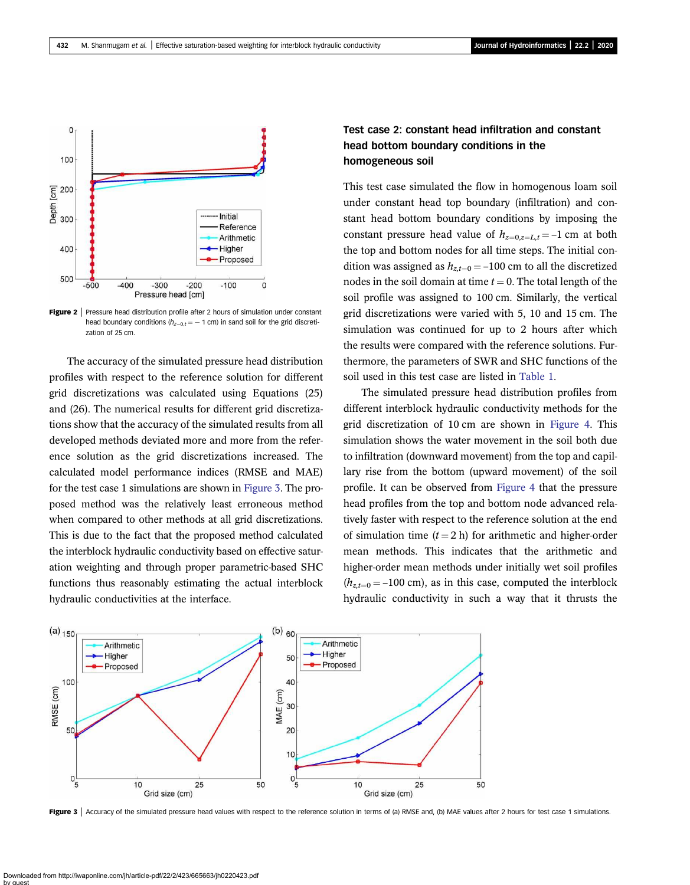Figure 2 | Pressure head distribution profile after 2 hours of simulation under constant head boundary conditions ($h_{z=0,t} = -1$ cm) in sand soil for the grid discretization of 25 cm.

The accuracy of the simulated pressure head distribution profiles with respect to the reference solution for different grid discretizations was calculated using Equations (25) and (26). The numerical results for different grid discretizations show that the accuracy of the simulated results from all developed methods deviated more and more from the reference solution as the grid discretizations increased. The calculated model performance indices (RMSE and MAE) for the test case 1 simulations are shown in Figure 3. The proposed method was the relatively least erroneous method when compared to other methods at all grid discretizations. This is due to the fact that the proposed method calculated the interblock hydraulic conductivity based on effective saturation weighting and through proper parametric-based SHC functions thus reasonably estimating the actual interblock hydraulic conductivities at the interface.

### Test case 2: constant head infiltration and constant head bottom boundary conditions in the homogeneous soil

This test case simulated the flow in homogenous loam soil under constant head top boundary (infiltration) and constant head bottom boundary conditions by imposing the constant pressure head value of $h_{z=0,z=L,t} = -1$ cm at both the top and bottom nodes for all time steps. The initial condition was assigned as $h_{z,t=0} = -100$ cm to all the discretized nodes in the soil domain at time $t = 0$. The total length of the soil profile was assigned to 100 cm. Similarly, the vertical grid discretizations were varied with 5, 10 and 15 cm. The simulation was continued for up to 2 hours after which the results were compared with the reference solutions. Furthermore, the parameters of SWR and SHC functions of the soil used in this test case are listed in Table 1.

The simulated pressure head distribution profiles from different interblock hydraulic conductivity methods for the grid discretization of 10 cm are shown in Figure 4. This simulation shows the water movement in the soil both due to infiltration (downward movement) from the top and capillary rise from the bottom (upward movement) of the soil profile. It can be observed from Figure 4 that the pressure head profiles from the top and bottom node advanced relatively faster with respect to the reference solution at the end of simulation time ($t = 2$ h) for arithmetic and higher-order mean methods. This indicates that the arithmetic and higher-order mean methods under initially wet soil profiles ($h_{z,t=0} = -100$ cm), as in this case, computed the interblock hydraulic conductivity in such a way that it thrusts the

Figure 3 | Accuracy of the simulated pressure head values with respect to the reference solution in terms of (a) RMSE and, (b) MAE values after 2 hours for test case 1 simulations.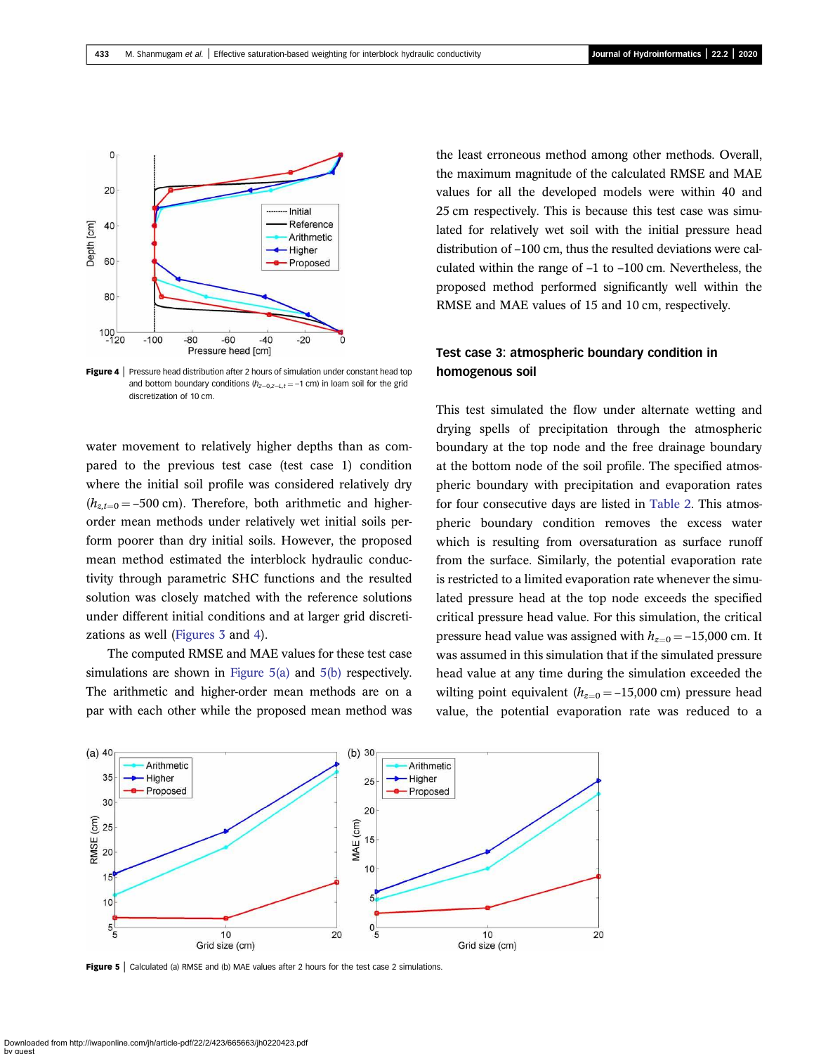Figure 4 | Pressure head distribution after 2 hours of simulation under constant head top and bottom boundary conditions ($h_{z=0,z=L,t} = -1$ cm) in loam soil for the grid discretization of 10 cm.

water movement to relatively higher depths than as compared to the previous test case (test case 1) condition where the initial soil profile was considered relatively dry ($h_{z,t=0} = -500$ cm). Therefore, both arithmetic and higher-order mean methods under relatively wet initial soils perform poorer than dry initial soils. However, the proposed mean method estimated the interblock hydraulic conductivity through parametric SHC functions and the resulted solution was closely matched with the reference solutions under different initial conditions and at larger grid discretizations as well (Figures 3 and 4).

The computed RMSE and MAE values for these test case simulations are shown in Figure 5(a) and 5(b) respectively. The arithmetic and higher-order mean methods are on a par with each other while the proposed mean method was the least erroneous method among other methods. Overall, the maximum magnitude of the calculated RMSE and MAE values for all the developed models were within 40 and 25 cm respectively. This is because this test case was simulated for relatively wet soil with the initial pressure head distribution of –100 cm, thus the resulted deviations were calculated within the range of –1 to –100 cm. Nevertheless, the proposed method performed significantly well within the RMSE and MAE values of 15 and 10 cm, respectively.

## Test case 3: atmospheric boundary condition in homogenous soil

This test simulated the flow under alternate wetting and drying spells of precipitation through the atmospheric boundary at the top node and the free drainage boundary at the bottom node of the soil profile. The specified atmospheric boundary with precipitation and evaporation rates for four consecutive days are listed in Table 2. This atmospheric boundary condition removes the excess water which is resulting from oversaturation as surface runoff from the surface. Similarly, the potential evaporation rate is restricted to a limited evaporation rate whenever the simulated pressure head at the top node exceeds the specified critical pressure head value. For this simulation, the critical pressure head value was assigned with $h_{z=0} = -15{,}000$ cm. It was assumed in this simulation that if the simulated pressure head value at any time during the simulation exceeded the wilting point equivalent ($h_{z=0} = -15{,}000$ cm) pressure head value, the potential evaporation rate was reduced to a

Figure 5 | Calculated (a) RMSE and (b) MAE values after 2 hours for the test case 2 simulations.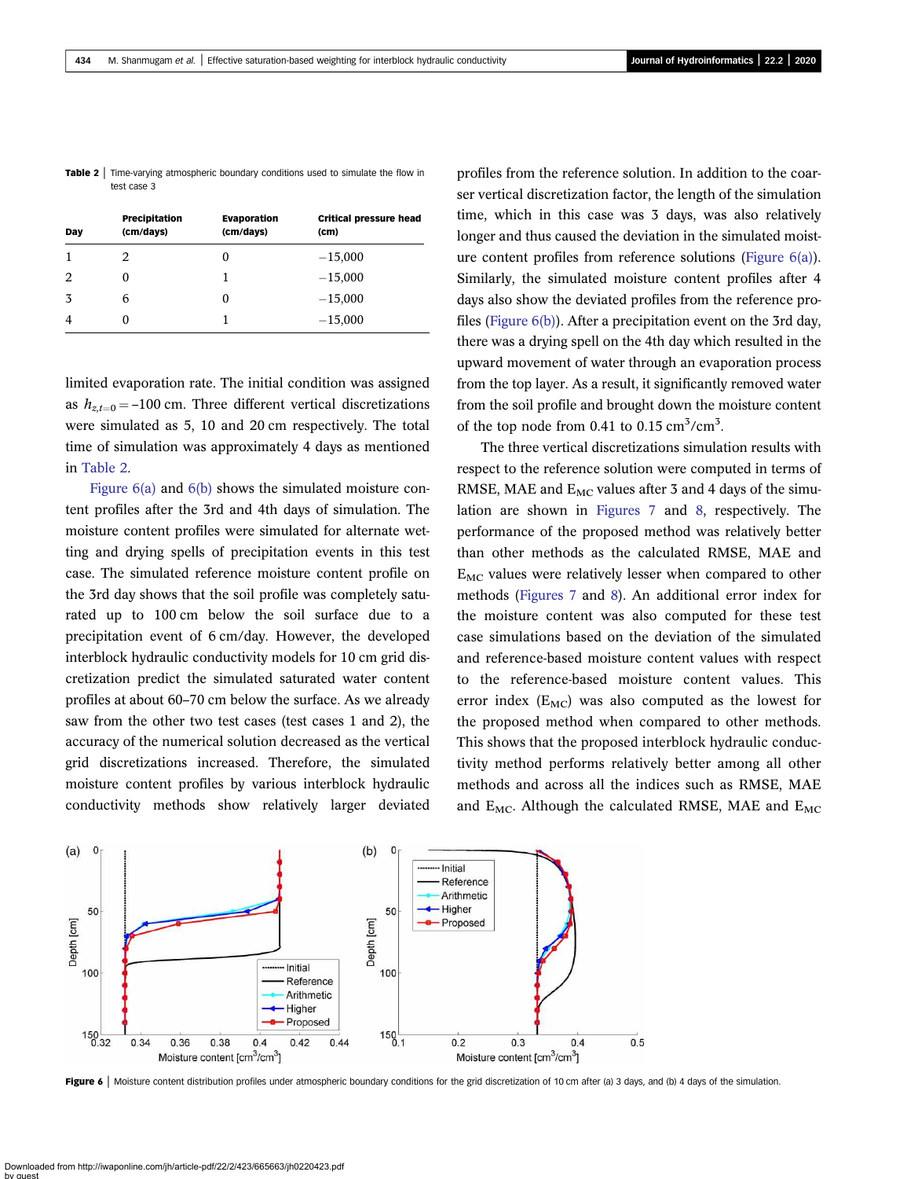**Table 2** | Time-varying atmospheric boundary conditions used to simulate the flow in test case 3

| Day | Precipitation (cm/days) | Evaporation (cm/days) | Critical pressure head (cm) |
|---|---|---|---|
| 1 | 2 | 0 | −15,000 |
| 2 | 0 | 1 | −15,000 |
| 3 | 6 | 0 | −15,000 |
| 4 | 0 | 1 | −15,000 |

limited evaporation rate. The initial condition was assigned as $h_{z,t=0} = -100$ cm. Three different vertical discretizations were simulated as 5, 10 and 20 cm respectively. The total time of simulation was approximately 4 days as mentioned in Table 2.

Figure 6(a) and 6(b) shows the simulated moisture content profiles after the 3rd and 4th days of simulation. The moisture content profiles were simulated for alternate wetting and drying spells of precipitation events in this test case. The simulated reference moisture content profile on the 3rd day shows that the soil profile was completely saturated up to 100 cm below the soil surface due to a precipitation event of 6 cm/day. However, the developed interblock hydraulic conductivity models for 10 cm grid discretization predict the simulated saturated water content profiles at about 60–70 cm below the surface. As we already saw from the other two test cases (test cases 1 and 2), the accuracy of the numerical solution decreased as the vertical grid discretizations increased. Therefore, the simulated moisture content profiles by various interblock hydraulic conductivity methods show relatively larger deviated profiles from the reference solution. In addition to the coarser vertical discretization factor, the length of the simulation time, which in this case was 3 days, was also relatively longer and thus caused the deviation in the simulated moisture content profiles from reference solutions (Figure 6(a)). Similarly, the simulated moisture content profiles after 4 days also show the deviated profiles from the reference profiles (Figure 6(b)). After a precipitation event on the 3rd day, there was a drying spell on the 4th day which resulted in the upward movement of water through an evaporation process from the top layer. As a result, it significantly removed water from the soil profile and brought down the moisture content of the top node from 0.41 to 0.15 cm$^3$/cm$^3$.

The three vertical discretizations simulation results with respect to the reference solution were computed in terms of RMSE, MAE and $E_{MC}$ values after 3 and 4 days of the simulation are shown in Figures 7 and 8, respectively. The performance of the proposed method was relatively better than other methods as the calculated RMSE, MAE and $E_{MC}$ values were relatively lesser when compared to other methods (Figures 7 and 8). An additional error index for the moisture content was also computed for these test case simulations based on the deviation of the simulated and reference-based moisture content values with respect to the reference-based moisture content values. This error index ($E_{MC}$) was also computed as the lowest for the proposed method when compared to other methods. This shows that the proposed interblock hydraulic conductivity method performs relatively better among all other methods and across all the indices such as RMSE, MAE and $E_{MC}$. Although the calculated RMSE, MAE and $E_{MC}$

**Figure 6** | Moisture content distribution profiles under atmospheric boundary conditions for the grid discretization of 10 cm after (a) 3 days, and (b) 4 days of the simulation.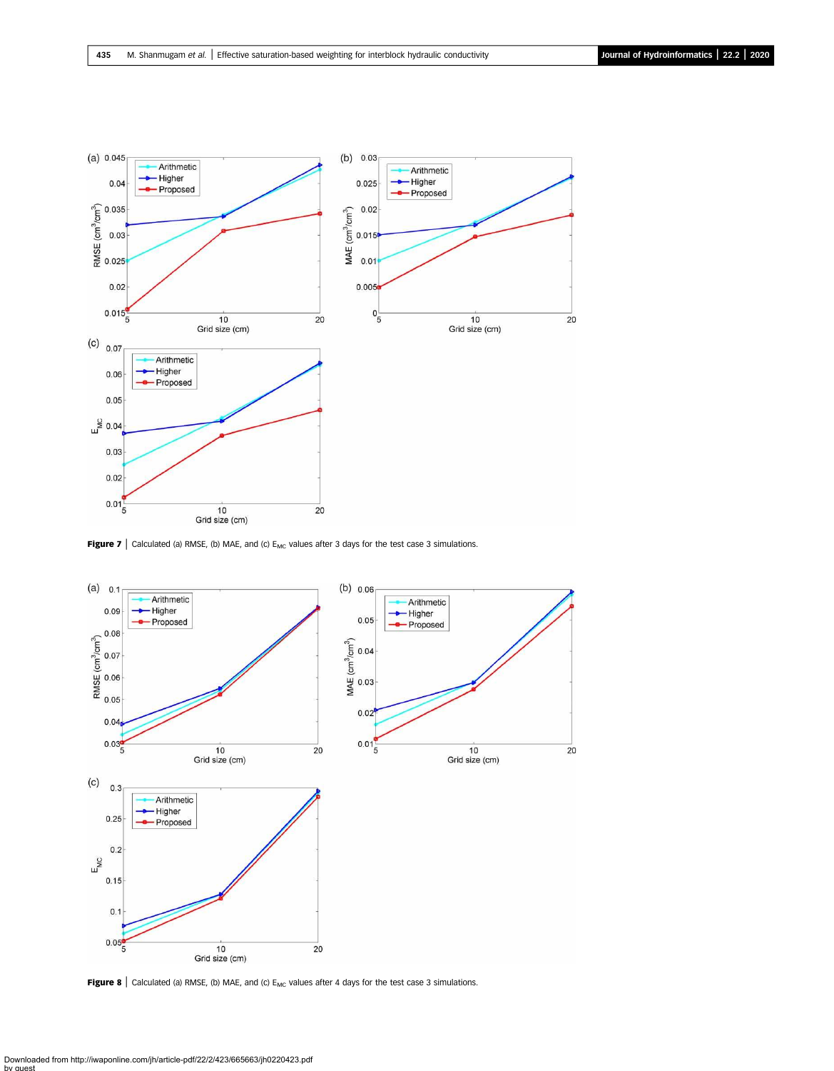Figure 7 | Calculated (a) RMSE, (b) MAE, and (c) $E_{MC}$ values after 3 days for the test case 3 simulations.

Figure 8 | Calculated (a) RMSE, (b) MAE, and (c) $E_{MC}$ values after 4 days for the test case 3 simulations.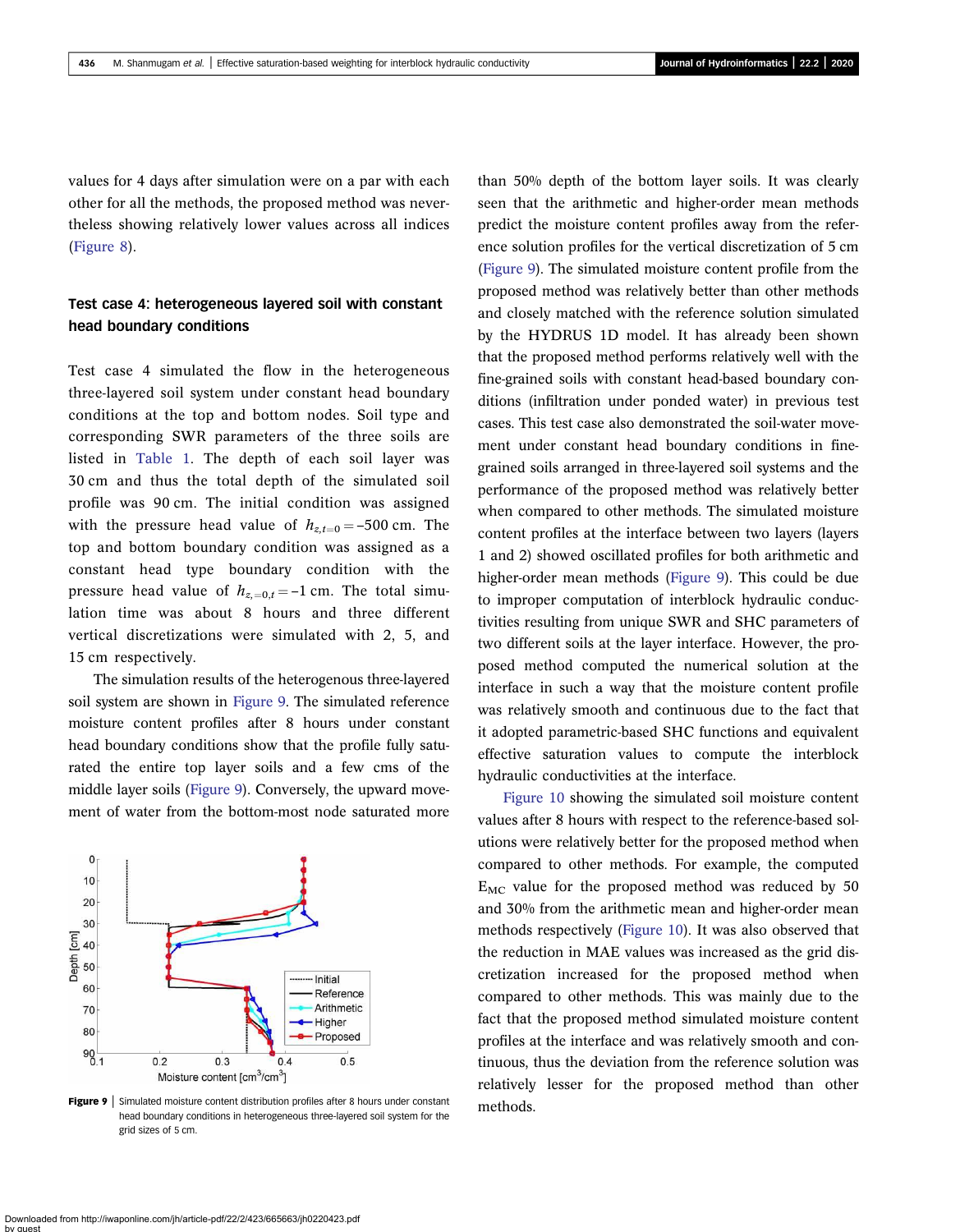values for 4 days after simulation were on a par with each other for all the methods, the proposed method was nevertheless showing relatively lower values across all indices (Figure 8).

### Test case 4: heterogeneous layered soil with constant head boundary conditions

Test case 4 simulated the flow in the heterogeneous three-layered soil system under constant head boundary conditions at the top and bottom nodes. Soil type and corresponding SWR parameters of the three soils are listed in Table 1. The depth of each soil layer was 30 cm and thus the total depth of the simulated soil profile was 90 cm. The initial condition was assigned with the pressure head value of $h_{z,t=0} = -500$ cm. The top and bottom boundary condition was assigned as a constant head type boundary condition with the pressure head value of $h_{z,=0,t} = -1$ cm. The total simulation time was about 8 hours and three different vertical discretizations were simulated with 2, 5, and 15 cm respectively.

The simulation results of the heterogenous three-layered soil system are shown in Figure 9. The simulated reference moisture content profiles after 8 hours under constant head boundary conditions show that the profile fully saturated the entire top layer soils and a few cms of the middle layer soils (Figure 9). Conversely, the upward movement of water from the bottom-most node saturated more than 50% depth of the bottom layer soils. It was clearly seen that the arithmetic and higher-order mean methods predict the moisture content profiles away from the reference solution profiles for the vertical discretization of 5 cm (Figure 9). The simulated moisture content profile from the proposed method was relatively better than other methods and closely matched with the reference solution simulated by the HYDRUS 1D model. It has already been shown that the proposed method performs relatively well with the fine-grained soils with constant head-based boundary conditions (infiltration under ponded water) in previous test cases. This test case also demonstrated the soil-water movement under constant head boundary conditions in fine-grained soils arranged in three-layered soil systems and the performance of the proposed method was relatively better when compared to other methods. The simulated moisture content profiles at the interface between two layers (layers 1 and 2) showed oscillated profiles for both arithmetic and higher-order mean methods (Figure 9). This could be due to improper computation of interblock hydraulic conductivities resulting from unique SWR and SHC parameters of two different soils at the layer interface. However, the proposed method computed the numerical solution at the interface in such a way that the moisture content profile was relatively smooth and continuous due to the fact that it adopted parametric-based SHC functions and equivalent effective saturation values to compute the interblock hydraulic conductivities at the interface.

Figure 10 showing the simulated soil moisture content values after 8 hours with respect to the reference-based solutions were relatively better for the proposed method when compared to other methods. For example, the computed $E_{MC}$ value for the proposed method was reduced by 50 and 30% from the arithmetic mean and higher-order mean methods respectively (Figure 10). It was also observed that the reduction in MAE values was increased as the grid discretization increased for the proposed method when compared to other methods. This was mainly due to the fact that the proposed method simulated moisture content profiles at the interface and was relatively smooth and continuous, thus the deviation from the reference solution was relatively lesser for the proposed method than other methods.

**Figure 9** | Simulated moisture content distribution profiles after 8 hours under constant head boundary conditions in heterogeneous three-layered soil system for the grid sizes of 5 cm.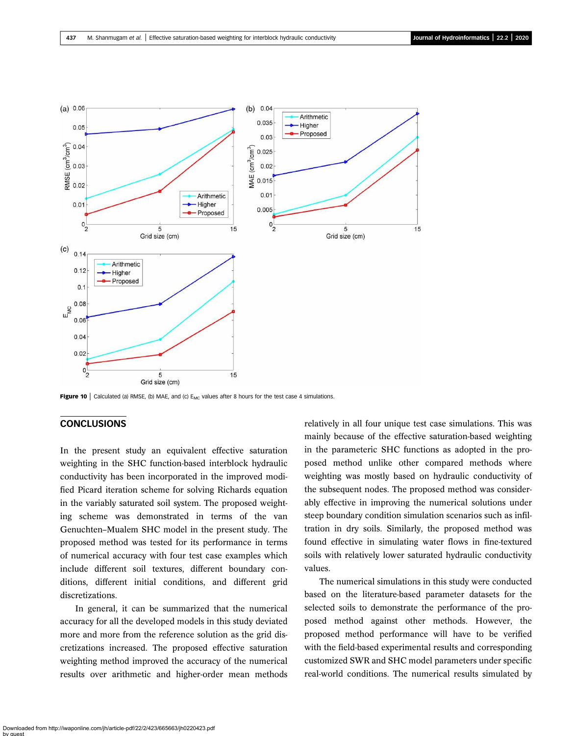Figure 10 | Calculated (a) RMSE, (b) MAE, and (c) $E_{MC}$ values after 8 hours for the test case 4 simulations.

## CONCLUSIONS

In the present study an equivalent effective saturation weighting in the SHC function-based interblock hydraulic conductivity has been incorporated in the improved modified Picard iteration scheme for solving Richards equation in the variably saturated soil system. The proposed weighting scheme was demonstrated in terms of the van Genuchten–Mualem SHC model in the present study. The proposed method was tested for its performance in terms of numerical accuracy with four test case examples which include different soil textures, different boundary conditions, different initial conditions, and different grid discretizations.

In general, it can be summarized that the numerical accuracy for all the developed models in this study deviated more and more from the reference solution as the grid discretizations increased. The proposed effective saturation weighting method improved the accuracy of the numerical results over arithmetic and higher-order mean methods relatively in all four unique test case simulations. This was mainly because of the effective saturation-based weighting in the parametric SHC functions as adopted in the proposed method unlike other compared methods where weighting was mostly based on hydraulic conductivity of the subsequent nodes. The proposed method was considerably effective in improving the numerical solutions under steep boundary condition simulation scenarios such as infiltration in dry soils. Similarly, the proposed method was found effective in simulating water flows in fine-textured soils with relatively lower saturated hydraulic conductivity values.

The numerical simulations in this study were conducted based on the literature-based parameter datasets for the selected soils to demonstrate the performance of the proposed method against other methods. However, the proposed method performance will have to be verified with the field-based experimental results and corresponding customized SWR and SHC model parameters under specific real-world conditions. The numerical results simulated by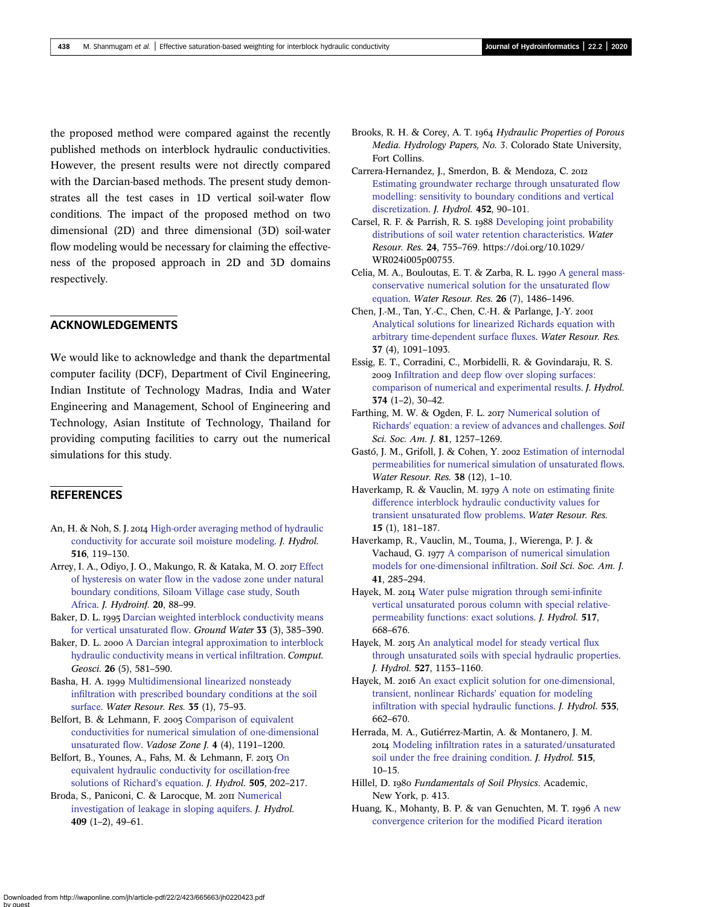the proposed method were compared against the recently published methods on interblock hydraulic conductivities. However, the present results were not directly compared with the Darcian-based methods. The present study demonstrates all the test cases in 1D vertical soil-water flow conditions. The impact of the proposed method on two dimensional (2D) and three dimensional (3D) soil-water flow modeling would be necessary for claiming the effectiveness of the proposed approach in 2D and 3D domains respectively.

## ACKNOWLEDGEMENTS

We would like to acknowledge and thank the departmental computer facility (DCF), Department of Civil Engineering, Indian Institute of Technology Madras, India and Water Engineering and Management, School of Engineering and Technology, Asian Institute of Technology, Thailand for providing computing facilities to carry out the numerical simulations for this study.

## REFERENCES

An, H. & Noh, S. J. 2014 High-order averaging method of hydraulic conductivity for accurate soil moisture modeling. *J. Hydrol.* **516**, 119–130.

Arrey, I. A., Odiyo, J. O., Makungo, R. & Kataka, M. O. 2017 Effect of hysteresis on water flow in the vadose zone under natural boundary conditions, Siloam Village case study, South Africa. *J. Hydroinf.* **20**, 88–99.

Baker, D. L. 1995 Darcian weighted interblock conductivity means for vertical unsaturated flow. *Ground Water* **33** (3), 385–390.

Baker, D. L. 2000 A Darcian integral approximation to interblock hydraulic conductivity means in vertical infiltration. *Comput. Geosci.* **26** (5), 581–590.

Basha, H. A. 1999 Multidimensional linearized nonsteady infiltration with prescribed boundary conditions at the soil surface. *Water Resour. Res.* **35** (1), 75–93.

Belfort, B. & Lehmann, F. 2005 Comparison of equivalent conductivities for numerical simulation of one-dimensional unsaturated flow. *Vadose Zone J.* **4** (4), 1191–1200.

Belfort, B., Younes, A., Fahs, M. & Lehmann, F. 2013 On equivalent hydraulic conductivity for oscillation-free solutions of Richard's equation. *J. Hydrol.* **505**, 202–217.

Broda, S., Paniconi, C. & Larocque, M. 2011 Numerical investigation of leakage in sloping aquifers. *J. Hydrol.* **409** (1–2), 49–61.

Brooks, R. H. & Corey, A. T. 1964 *Hydraulic Properties of Porous Media. Hydrology Papers, No. 3*. Colorado State University, Fort Collins.

Carrera-Hernandez, J., Smerdon, B. & Mendoza, C. 2012 Estimating groundwater recharge through unsaturated flow modelling: sensitivity to boundary conditions and vertical discretization. *J. Hydrol.* **452**, 90–101.

Carsel, R. F. & Parrish, R. S. 1988 Developing joint probability distributions of soil water retention characteristics. *Water Resour. Res.* **24**, 755–769. https://doi.org/10.1029/WR024i005p00755.

Celia, M. A., Bouloutas, E. T. & Zarba, R. L. 1990 A general mass-conservative numerical solution for the unsaturated flow equation. *Water Resour. Res.* **26** (7), 1486–1496.

Chen, J.-M., Tan, Y.-C., Chen, C.-H. & Parlange, J.-Y. 2001 Analytical solutions for linearized Richards equation with arbitrary time-dependent surface fluxes. *Water Resour. Res.* **37** (4), 1091–1093.

Essig, E. T., Corradini, C., Morbidelli, R. & Govindaraju, R. S. 2009 Infiltration and deep flow over sloping surfaces: comparison of numerical and experimental results. *J. Hydrol.* **374** (1–2), 30–42.

Farthing, M. W. & Ogden, F. L. 2017 Numerical solution of Richards' equation: a review of advances and challenges. *Soil Sci. Soc. Am. J.* **81**, 1257–1269.

Gastó, J. M., Grifoll, J. & Cohen, Y. 2002 Estimation of internodal permeabilities for numerical simulation of unsaturated flows. *Water Resour. Res.* **38** (12), 1–10.

Haverkamp, R. & Vauclin, M. 1979 A note on estimating finite difference interblock hydraulic conductivity values for transient unsaturated flow problems. *Water Resour. Res.* **15** (1), 181–187.

Haverkamp, R., Vauclin, M., Touma, J., Wierenga, P. J. & Vachaud, G. 1977 A comparison of numerical simulation models for one-dimensional infiltration. *Soil Sci. Soc. Am. J.* **41**, 285–294.

Hayek, M. 2014 Water pulse migration through semi-infinite vertical unsaturated porous column with special relative-permeability functions: exact solutions. *J. Hydrol.* **517**, 668–676.

Hayek, M. 2015 An analytical model for steady vertical flux through unsaturated soils with special hydraulic properties. *J. Hydrol.* **527**, 1153–1160.

Hayek, M. 2016 An exact explicit solution for one-dimensional, transient, nonlinear Richards' equation for modeling infiltration with special hydraulic functions. *J. Hydrol.* **535**, 662–670.

Herrada, M. A., Gutiérrez-Martin, A. & Montanero, J. M. 2014 Modeling infiltration rates in a saturated/unsaturated soil under the free draining condition. *J. Hydrol.* **515**, 10–15.

Hillel, D. 1980 *Fundamentals of Soil Physics*. Academic, New York, p. 413.

Huang, K., Mohanty, B. P. & van Genuchten, M. T. 1996 A new convergence criterion for the modified Picard iteration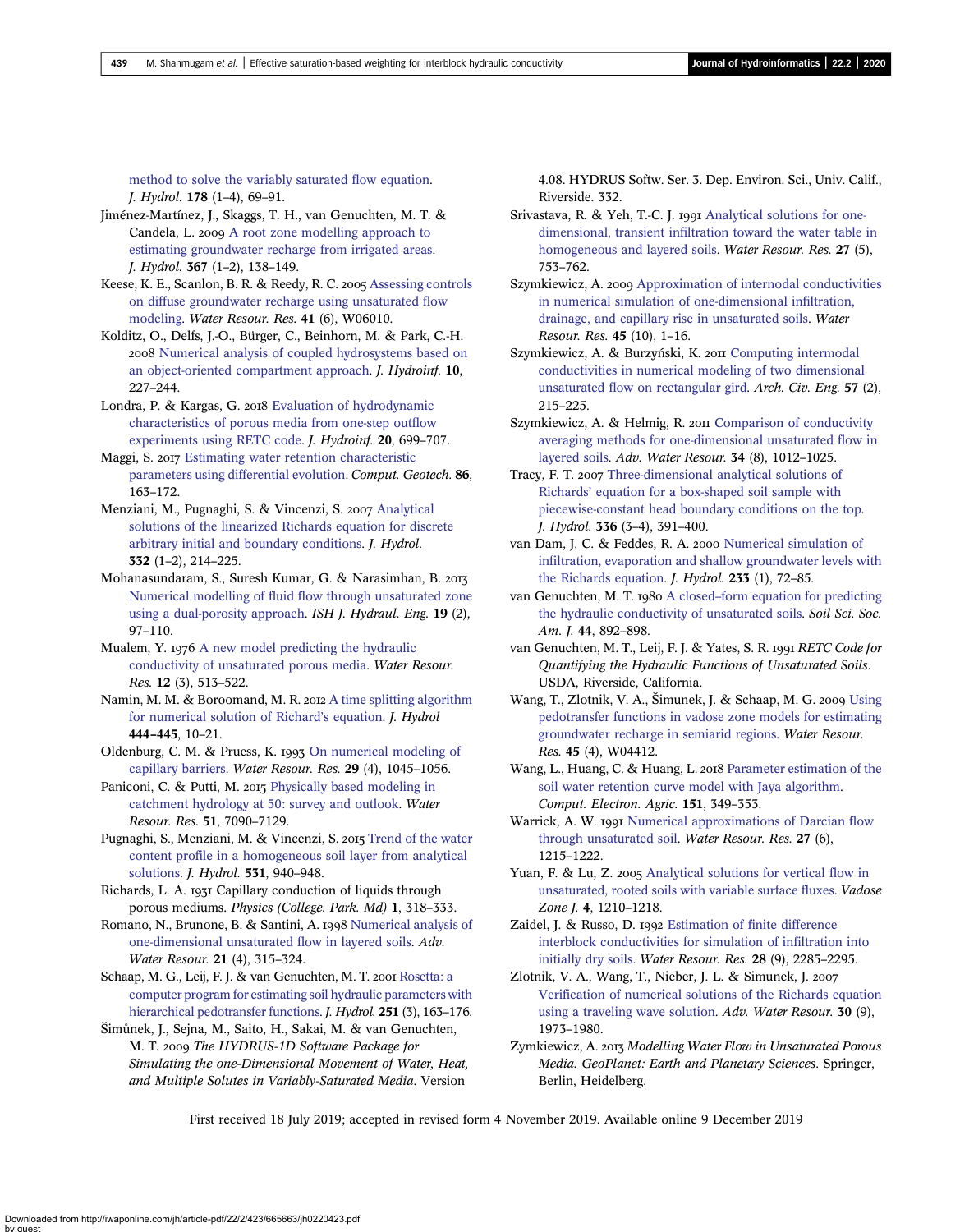method to solve the variably saturated flow equation. *J. Hydrol.* **178** (1–4), 69–91.

Jiménez-Martínez, J., Skaggs, T. H., van Genuchten, M. T. & Candela, L. 2009 A root zone modelling approach to estimating groundwater recharge from irrigated areas. *J. Hydrol.* **367** (1–2), 138–149.

Keese, K. E., Scanlon, B. R. & Reedy, R. C. 2005 Assessing controls on diffuse groundwater recharge using unsaturated flow modeling. *Water Resour. Res.* **41** (6), W06010.

Kolditz, O., Delfs, J.-O., Bürger, C., Beinhorn, M. & Park, C.-H. 2008 Numerical analysis of coupled hydrosystems based on an object-oriented compartment approach. *J. Hydroinf.* **10**, 227–244.

Londra, P. & Kargas, G. 2018 Evaluation of hydrodynamic characteristics of porous media from one-step outflow experiments using RETC code. *J. Hydroinf.* **20**, 699–707.

Maggi, S. 2017 Estimating water retention characteristic parameters using differential evolution. *Comput. Geotech.* **86**, 163–172.

Menziani, M., Pugnaghi, S. & Vincenzi, S. 2007 Analytical solutions of the linearized Richards equation for discrete arbitrary initial and boundary conditions. *J. Hydrol.* **332** (1–2), 214–225.

Mohanasundaram, S., Suresh Kumar, G. & Narasimhan, B. 2013 Numerical modelling of fluid flow through unsaturated zone using a dual-porosity approach. *ISH J. Hydraul. Eng.* **19** (2), 97–110.

Mualem, Y. 1976 A new model predicting the hydraulic conductivity of unsaturated porous media. *Water Resour. Res.* **12** (3), 513–522.

Namin, M. M. & Boroomand, M. R. 2012 A time splitting algorithm for numerical solution of Richard's equation. *J. Hydrol* **444–445**, 10–21.

Oldenburg, C. M. & Pruess, K. 1993 On numerical modeling of capillary barriers. *Water Resour. Res.* **29** (4), 1045–1056.

Paniconi, C. & Putti, M. 2015 Physically based modeling in catchment hydrology at 50: survey and outlook. *Water Resour. Res.* **51**, 7090–7129.

Pugnaghi, S., Menziani, M. & Vincenzi, S. 2015 Trend of the water content profile in a homogeneous soil layer from analytical solutions. *J. Hydrol.* **531**, 940–948.

Richards, L. A. 1931 Capillary conduction of liquids through porous mediums. *Physics (College. Park. Md)* **1**, 318–333.

Romano, N., Brunone, B. & Santini, A. 1998 Numerical analysis of one-dimensional unsaturated flow in layered soils. *Adv. Water Resour.* **21** (4), 315–324.

Schaap, M. G., Leij, F. J. & van Genuchten, M. T. 2001 Rosetta: a computer program for estimating soil hydraulic parameters with hierarchical pedotransfer functions. *J. Hydrol.* **251** (3), 163–176.

Šimůnek, J., Sejna, M., Saito, H., Sakai, M. & van Genuchten, M. T. 2009 *The HYDRUS-1D Software Package for Simulating the one-Dimensional Movement of Water, Heat, and Multiple Solutes in Variably-Saturated Media*. Version 4.08. HYDRUS Softw. Ser. 3. Dep. Environ. Sci., Univ. Calif., Riverside. 332.

Srivastava, R. & Yeh, T.-C. J. 1991 Analytical solutions for one-dimensional, transient infiltration toward the water table in homogeneous and layered soils. *Water Resour. Res.* **27** (5), 753–762.

Szymkiewicz, A. 2009 Approximation of internodal conductivities in numerical simulation of one-dimensional infiltration, drainage, and capillary rise in unsaturated soils. *Water Resour. Res.* **45** (10), 1–16.

Szymkiewicz, A. & Burzyński, K. 2011 Computing intermodal conductivities in numerical modeling of two dimensional unsaturated flow on rectangular gird. *Arch. Civ. Eng.* **57** (2), 215–225.

Szymkiewicz, A. & Helmig, R. 2011 Comparison of conductivity averaging methods for one-dimensional unsaturated flow in layered soils. *Adv. Water Resour.* **34** (8), 1012–1025.

Tracy, F. T. 2007 Three-dimensional analytical solutions of Richards' equation for a box-shaped soil sample with piecewise-constant head boundary conditions on the top. *J. Hydrol.* **336** (3–4), 391–400.

van Dam, J. C. & Feddes, R. A. 2000 Numerical simulation of infiltration, evaporation and shallow groundwater levels with the Richards equation. *J. Hydrol.* **233** (1), 72–85.

van Genuchten, M. T. 1980 A closed–form equation for predicting the hydraulic conductivity of unsaturated soils. *Soil Sci. Soc. Am. J.* **44**, 892–898.

van Genuchten, M. T., Leij, F. J. & Yates, S. R. 1991 *RETC Code for Quantifying the Hydraulic Functions of Unsaturated Soils*. USDA, Riverside, California.

Wang, T., Zlotnik, V. A., Šimunek, J. & Schaap, M. G. 2009 Using pedotransfer functions in vadose zone models for estimating groundwater recharge in semiarid regions. *Water Resour. Res.* **45** (4), W04412.

Wang, L., Huang, C. & Huang, L. 2018 Parameter estimation of the soil water retention curve model with Jaya algorithm. *Comput. Electron. Agric.* **151**, 349–353.

Warrick, A. W. 1991 Numerical approximations of Darcian flow through unsaturated soil. *Water Resour. Res.* **27** (6), 1215–1222.

Yuan, F. & Lu, Z. 2005 Analytical solutions for vertical flow in unsaturated, rooted soils with variable surface fluxes. *Vadose Zone J.* **4**, 1210–1218.

Zaidel, J. & Russo, D. 1992 Estimation of finite difference interblock conductivities for simulation of infiltration into initially dry soils. *Water Resour. Res.* **28** (9), 2285–2295.

Zlotnik, V. A., Wang, T., Nieber, J. L. & Simunek, J. 2007 Verification of numerical solutions of the Richards equation using a traveling wave solution. *Adv. Water Resour.* **30** (9), 1973–1980.

Zymkiewicz, A. 2013 *Modelling Water Flow in Unsaturated Porous Media. GeoPlanet: Earth and Planetary Sciences*. Springer, Berlin, Heidelberg.

First received 18 July 2019; accepted in revised form 4 November 2019. Available online 9 December 2019